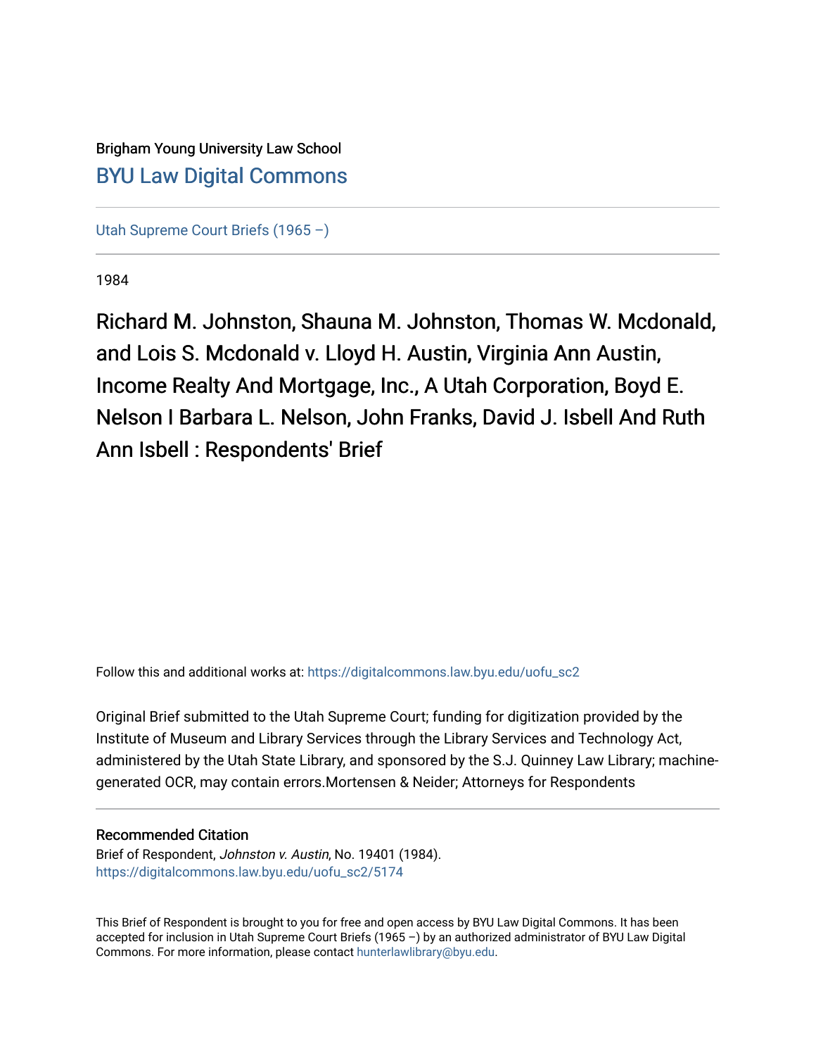Brigham Young University Law School

[BYU Law Digital Commons](https://digitalcommons.law.byu.edu)

---

[Utah Supreme Court Briefs (1965 –)](https://digitalcommons.law.byu.edu/uofu_sc2)

---

1984

# Richard M. Johnston, Shauna M. Johnston, Thomas W. Mcdonald, and Lois S. Mcdonald v. Lloyd H. Austin, Virginia Ann Austin, Income Realty And Mortgage, Inc., A Utah Corporation, Boyd E. Nelson I Barbara L. Nelson, John Franks, David J. Isbell And Ruth Ann Isbell : Respondents' Brief

Follow this and additional works at: https://digitalcommons.law.byu.edu/uofu_sc2

Original Brief submitted to the Utah Supreme Court; funding for digitization provided by the Institute of Museum and Library Services through the Library Services and Technology Act, administered by the Utah State Library, and sponsored by the S.J. Quinney Law Library; machine-generated OCR, may contain errors.Mortensen & Neider; Attorneys for Respondents

---

## Recommended Citation

Brief of Respondent, *Johnston v. Austin*, No. 19401 (1984).
https://digitalcommons.law.byu.edu/uofu_sc2/5174

---

This Brief of Respondent is brought to you for free and open access by BYU Law Digital Commons. It has been accepted for inclusion in Utah Supreme Court Briefs (1965 –) by an authorized administrator of BYU Law Digital Commons. For more information, please contact hunterlawlibrary@byu.edu.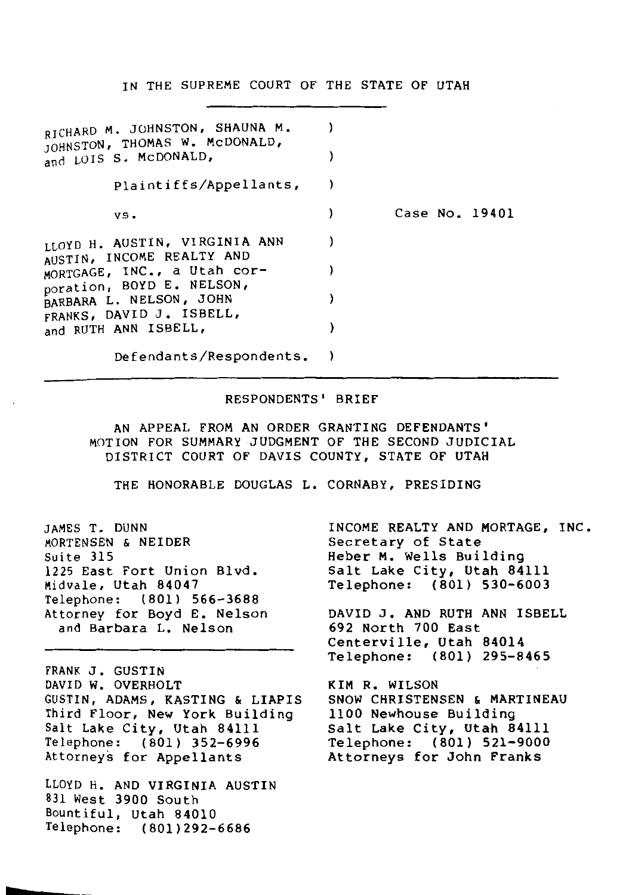IN THE SUPREME COURT OF THE STATE OF UTAH

---

| | | |
|---|---|---|
| RICHARD M. JOHNSTON, SHAUNA M. JOHNSTON, THOMAS W. McDONALD, and LOIS S. McDONALD, | ) | |
| Plaintiffs/Appellants, | ) | |
| vs. | ) | Case No. 19401 |
| LLOYD H. AUSTIN, VIRGINIA ANN AUSTIN, INCOME REALTY AND MORTGAGE, INC., a Utah corporation, BOYD E. NELSON, BARBARA L. NELSON, JOHN FRANKS, DAVID J. ISBELL, and RUTH ANN ISBELL, | ) | |
| Defendants/Respondents. | ) | |

---

RESPONDENTS' BRIEF

AN APPEAL FROM AN ORDER GRANTING DEFENDANTS' MOTION FOR SUMMARY JUDGMENT OF THE SECOND JUDICIAL DISTRICT COURT OF DAVIS COUNTY, STATE OF UTAH

THE HONORABLE DOUGLAS L. CORNABY, PRESIDING

JAMES T. DUNN
MORTENSEN & NEIDER
Suite 315
1225 East Fort Union Blvd.
Midvale, Utah 84047
Telephone: (801) 566-3688
Attorney for Boyd E. Nelson and Barbara L. Nelson

---

FRANK J. GUSTIN
DAVID W. OVERHOLT
GUSTIN, ADAMS, KASTING & LIAPIS
Third Floor, New York Building
Salt Lake City, Utah 84111
Telephone: (801) 352-6996
Attorneys for Appellants

LLOYD H. AND VIRGINIA AUSTIN
831 West 3900 South
Bountiful, Utah 84010
Telephone: (801)292-6686

INCOME REALTY AND MORTAGE, INC.
Secretary of State
Heber M. Wells Building
Salt Lake City, Utah 84111
Telephone: (801) 530-6003

DAVID J. AND RUTH ANN ISBELL
692 North 700 East
Centerville, Utah 84014
Telephone: (801) 295-8465

KIM R. WILSON
SNOW CHRISTENSEN & MARTINEAU
1100 Newhouse Building
Salt Lake City, Utah 84111
Telephone: (801) 521-9000
Attorneys for John Franks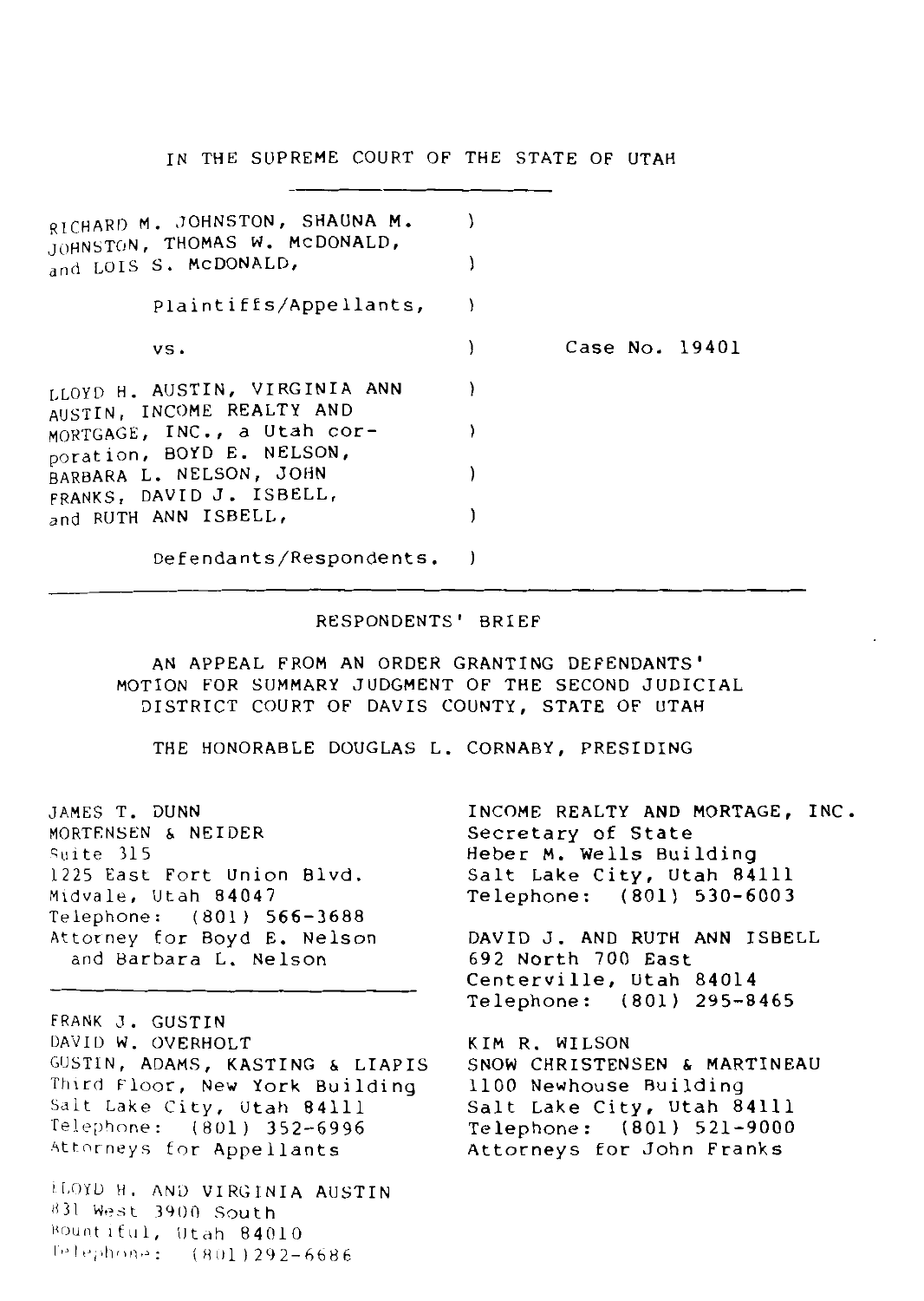IN THE SUPREME COURT OF THE STATE OF UTAH

---

RICHARD M. JOHNSTON, SHAUNA M. JOHNSTON, THOMAS W. McDONALD, and LOIS S. McDONALD,

Plaintiffs/Appellants,

vs. Case No. 19401

LLOYD H. AUSTIN, VIRGINIA ANN AUSTIN, INCOME REALTY AND MORTGAGE, INC., a Utah corporation, BOYD E. NELSON, BARBARA L. NELSON, JOHN FRANKS, DAVID J. ISBELL, and RUTH ANN ISBELL,

Defendants/Respondents.

---

RESPONDENTS' BRIEF

AN APPEAL FROM AN ORDER GRANTING DEFENDANTS' MOTION FOR SUMMARY JUDGMENT OF THE SECOND JUDICIAL DISTRICT COURT OF DAVIS COUNTY, STATE OF UTAH

THE HONORABLE DOUGLAS L. CORNABY, PRESIDING

JAMES T. DUNN
MORTENSEN & NEIDER
Suite 315
1225 East Fort Union Blvd.
Midvale, Utah 84047
Telephone: (801) 566-3688
Attorney for Boyd E. Nelson and Barbara L. Nelson

---

FRANK J. GUSTIN
DAVID W. OVERHOLT
GUSTIN, ADAMS, KASTING & LIAPIS
Third Floor, New York Building
Salt Lake City, Utah 84111
Telephone: (801) 352-6996
Attorneys for Appellants

LLOYD H. AND VIRGINIA AUSTIN
831 West 3900 South
Bountiful, Utah 84010
Telephone: (801) 292-6686

INCOME REALTY AND MORTAGE, INC.
Secretary of State
Heber M. Wells Building
Salt Lake City, Utah 84111
Telephone: (801) 530-6003

DAVID J. AND RUTH ANN ISBELL
692 North 700 East
Centerville, Utah 84014
Telephone: (801) 295-8465

KIM R. WILSON
SNOW CHRISTENSEN & MARTINEAU
1100 Newhouse Building
Salt Lake City, Utah 84111
Telephone: (801) 521-9000
Attorneys for John Franks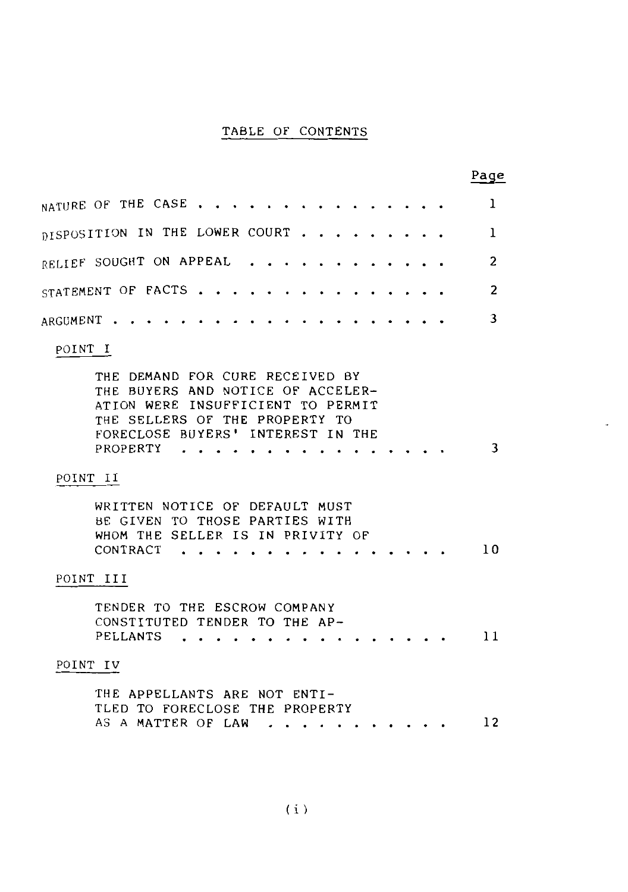# TABLE OF CONTENTS

| | Page |
|---|---|
| NATURE OF THE CASE | 1 |
| DISPOSITION IN THE LOWER COURT | 1 |
| RELIEF SOUGHT ON APPEAL | 2 |
| STATEMENT OF FACTS | 2 |
| ARGUMENT | 3 |
| POINT I | |
| THE DEMAND FOR CURE RECEIVED BY THE BUYERS AND NOTICE OF ACCELERATION WERE INSUFFICIENT TO PERMIT THE SELLERS OF THE PROPERTY TO FORECLOSE BUYERS' INTEREST IN THE PROPERTY | 3 |
| POINT II | |
| WRITTEN NOTICE OF DEFAULT MUST BE GIVEN TO THOSE PARTIES WITH WHOM THE SELLER IS IN PRIVITY OF CONTRACT | 10 |
| POINT III | |
| TENDER TO THE ESCROW COMPANY CONSTITUTED TENDER TO THE APPELLANTS | 11 |
| POINT IV | |
| THE APPELLANTS ARE NOT ENTITLED TO FORECLOSE THE PROPERTY AS A MATTER OF LAW | 12 |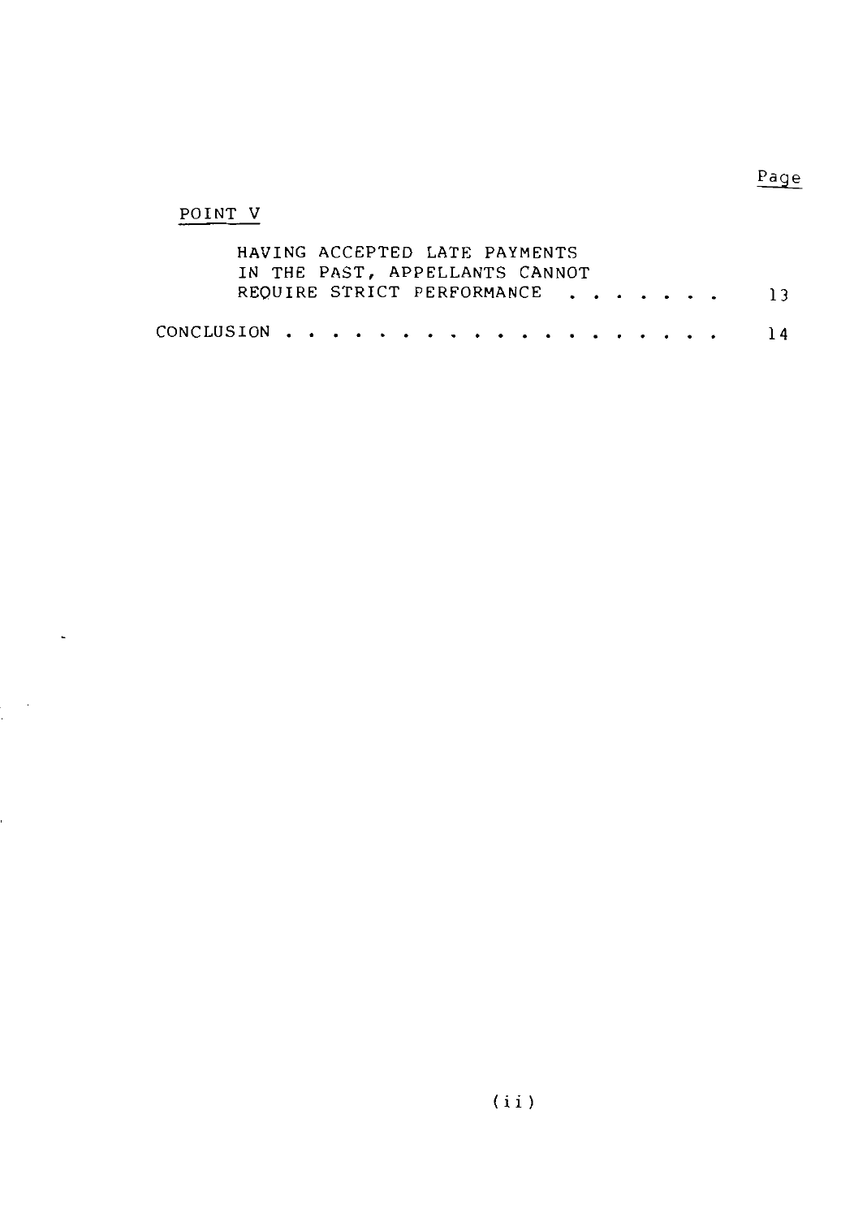| | Page |
|---|---|
| POINT V | |
| HAVING ACCEPTED LATE PAYMENTS IN THE PAST, APPELLANTS CANNOT REQUIRE STRICT PERFORMANCE . . . . . . . | 13 |
| CONCLUSION . . . . . . . . . . . . . . . . . . . | 14 |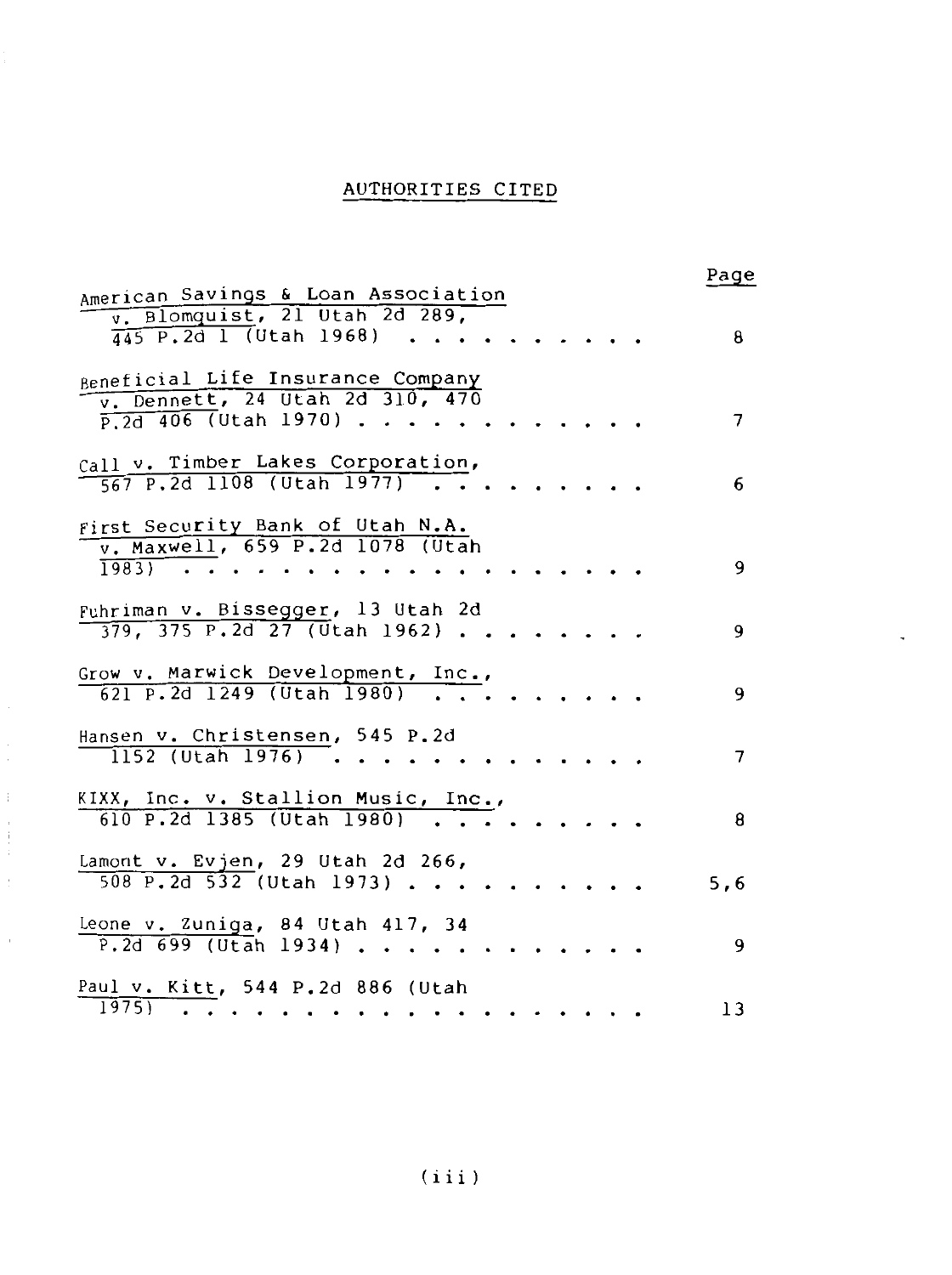# AUTHORITIES CITED

| | Page |
|---|---|
| American Savings & Loan Association v. Blomquist, 21 Utah 2d 289, 445 P.2d 1 (Utah 1968) | 8 |
| Beneficial Life Insurance Company v. Dennett, 24 Utah 2d 310, 470 P.2d 406 (Utah 1970) | 7 |
| Call v. Timber Lakes Corporation, 567 P.2d 1108 (Utah 1977) | 6 |
| First Security Bank of Utah N.A. v. Maxwell, 659 P.2d 1078 (Utah 1983) | 9 |
| Fuhriman v. Bissegger, 13 Utah 2d 379, 375 P.2d 27 (Utah 1962) | 9 |
| Grow v. Marwick Development, Inc., 621 P.2d 1249 (Utah 1980) | 9 |
| Hansen v. Christensen, 545 P.2d 1152 (Utah 1976) | 7 |
| KIXX, Inc. v. Stallion Music, Inc., 610 P.2d 1385 (Utah 1980) | 8 |
| Lamont v. Evjen, 29 Utah 2d 266, 508 P.2d 532 (Utah 1973) | 5,6 |
| Leone v. Zuniga, 84 Utah 417, 34 P.2d 699 (Utah 1934) | 9 |
| Paul v. Kitt, 544 P.2d 886 (Utah 1975) | 13 |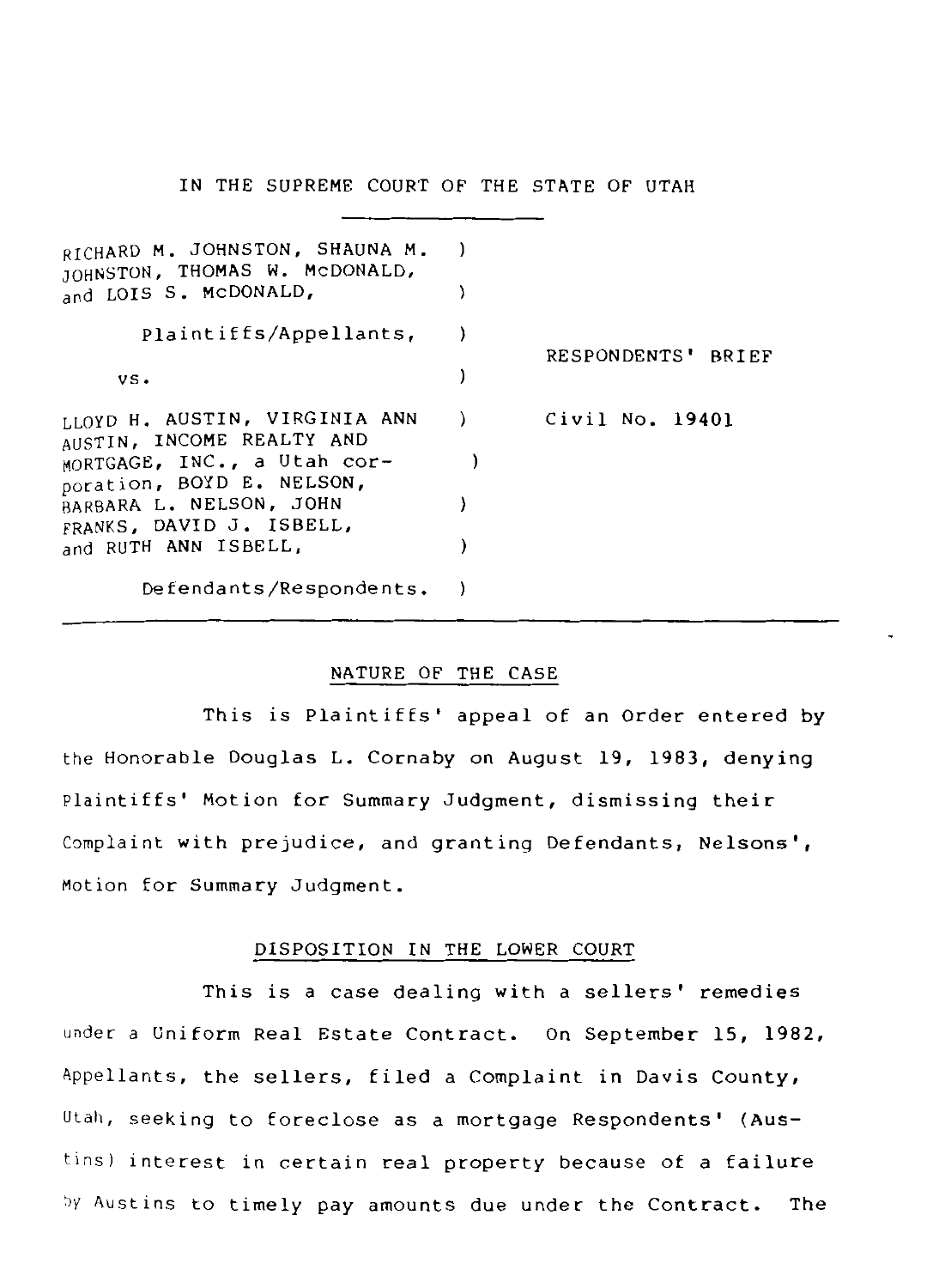IN THE SUPREME COURT OF THE STATE OF UTAH

| | | |
|---|---|---|
| RICHARD M. JOHNSTON, SHAUNA M. JOHNSTON, THOMAS W. McDONALD, and LOIS S. McDONALD, | ) | |
| Plaintiffs/Appellants, | ) | RESPONDENTS' BRIEF |
| vs. | ) | |
| LLOYD H. AUSTIN, VIRGINIA ANN AUSTIN, INCOME REALTY AND MORTGAGE, INC., a Utah corporation, BOYD E. NELSON, BARBARA L. NELSON, JOHN FRANKS, DAVID J. ISBELL, and RUTH ANN ISBELL, | ) | Civil No. 19401 |
| Defendants/Respondents. | ) | |

## NATURE OF THE CASE

This is Plaintiffs' appeal of an Order entered by the Honorable Douglas L. Cornaby on August 19, 1983, denying Plaintiffs' Motion for Summary Judgment, dismissing their Complaint with prejudice, and granting Defendants, Nelsons', Motion for Summary Judgment.

## DISPOSITION IN THE LOWER COURT

This is a case dealing with a sellers' remedies under a Uniform Real Estate Contract. On September 15, 1982, Appellants, the sellers, filed a Complaint in Davis County, Utah, seeking to foreclose as a mortgage Respondents' (Austins) interest in certain real property because of a failure by Austins to timely pay amounts due under the Contract. The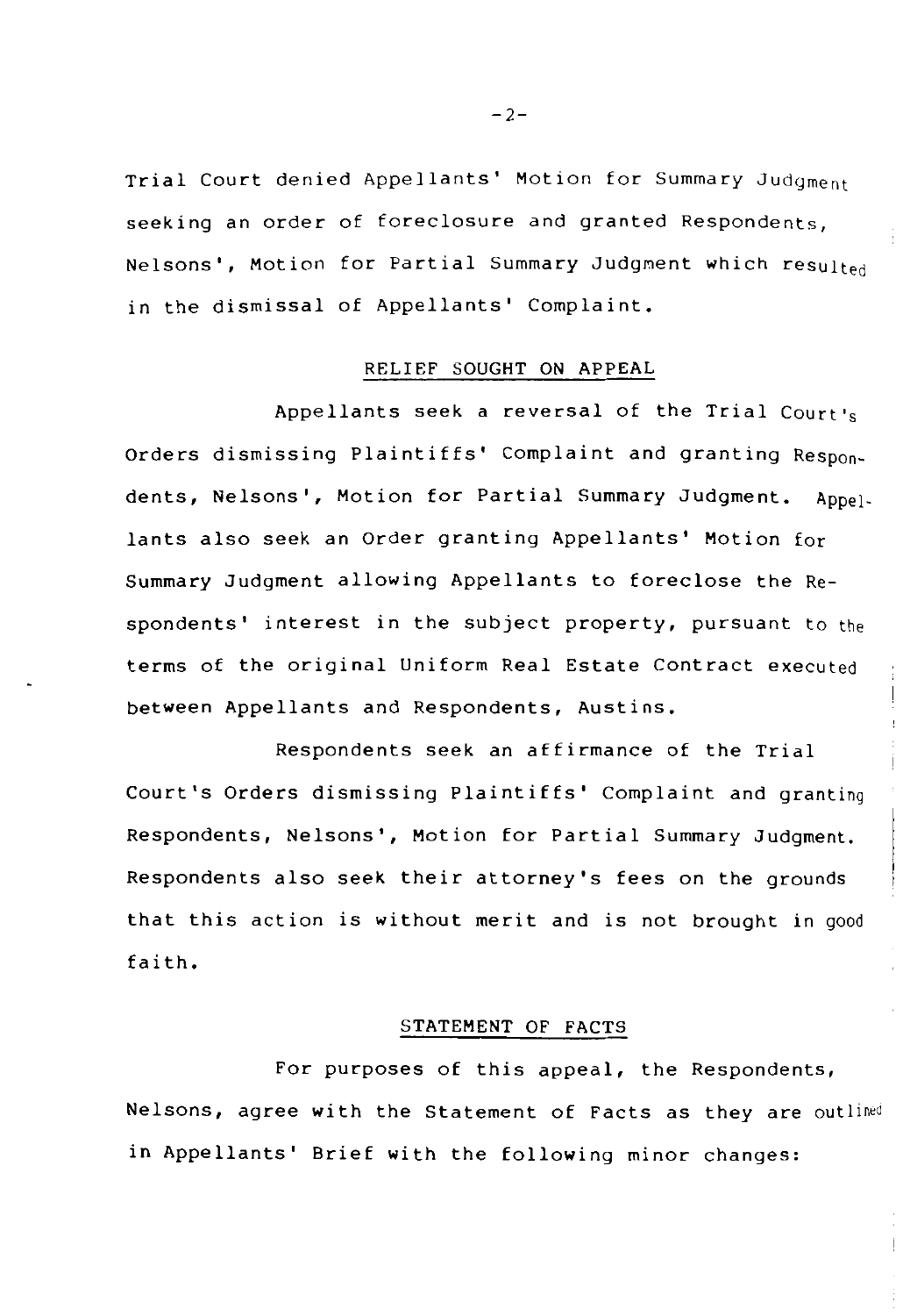Trial Court denied Appellants' Motion for Summary Judgment seeking an order of foreclosure and granted Respondents, Nelsons', Motion for Partial Summary Judgment which resulted in the dismissal of Appellants' Complaint.

## RELIEF SOUGHT ON APPEAL

Appellants seek a reversal of the Trial Court's Orders dismissing Plaintiffs' Complaint and granting Respondents, Nelsons', Motion for Partial Summary Judgment. Appellants also seek an Order granting Appellants' Motion for Summary Judgment allowing Appellants to foreclose the Respondents' interest in the subject property, pursuant to the terms of the original Uniform Real Estate Contract executed between Appellants and Respondents, Austins.

Respondents seek an affirmance of the Trial Court's Orders dismissing Plaintiffs' Complaint and granting Respondents, Nelsons', Motion for Partial Summary Judgment. Respondents also seek their attorney's fees on the grounds that this action is without merit and is not brought in good faith.

## STATEMENT OF FACTS

For purposes of this appeal, the Respondents, Nelsons, agree with the Statement of Facts as they are outlined in Appellants' Brief with the following minor changes: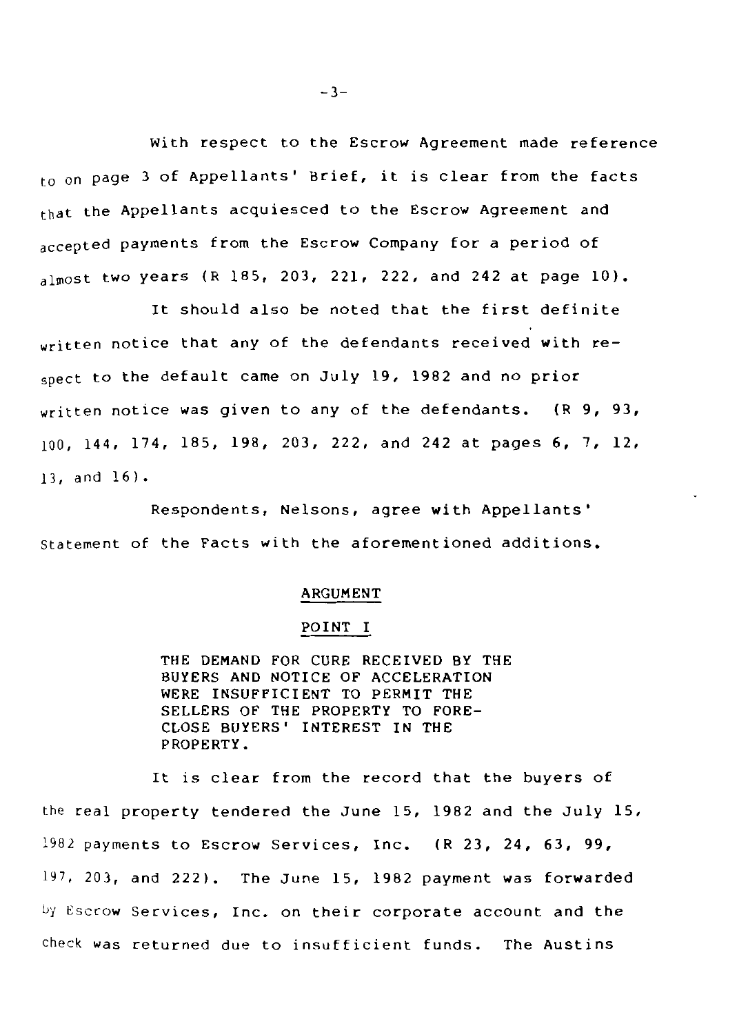With respect to the Escrow Agreement made reference to on page 3 of Appellants' Brief, it is clear from the facts that the Appellants acquiesced to the Escrow Agreement and accepted payments from the Escrow Company for a period of almost two years (R 185, 203, 221, 222, and 242 at page 10).

It should also be noted that the first definite written notice that any of the defendants received with respect to the default came on July 19, 1982 and no prior written notice was given to any of the defendants. (R 9, 93, 100, 144, 174, 185, 198, 203, 222, and 242 at pages 6, 7, 12, 13, and 16).

Respondents, Nelsons, agree with Appellants' Statement of the Facts with the aforementioned additions.

## ARGUMENT

### POINT I

THE DEMAND FOR CURE RECEIVED BY THE BUYERS AND NOTICE OF ACCELERATION WERE INSUFFICIENT TO PERMIT THE SELLERS OF THE PROPERTY TO FORECLOSE BUYERS' INTEREST IN THE PROPERTY.

It is clear from the record that the buyers of the real property tendered the June 15, 1982 and the July 15, 1982 payments to Escrow Services, Inc. (R 23, 24, 63, 99, 197, 203, and 222). The June 15, 1982 payment was forwarded by Escrow Services, Inc. on their corporate account and the check was returned due to insufficient funds. The Austins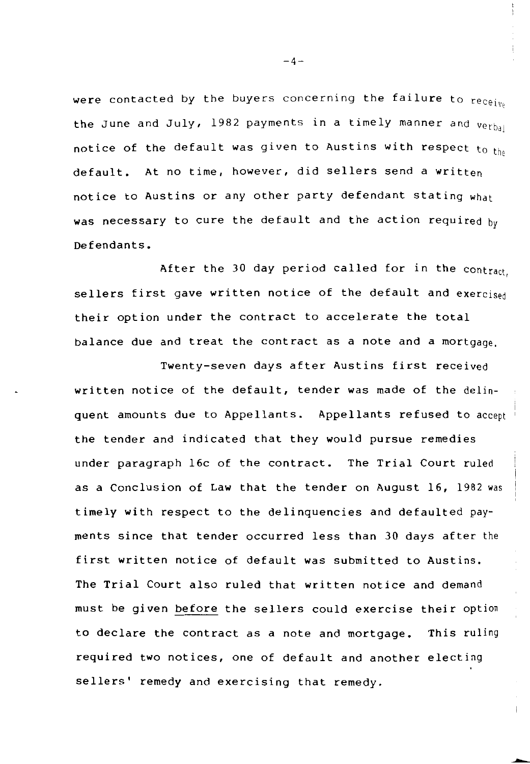were contacted by the buyers concerning the failure to receive the June and July, 1982 payments in a timely manner and verbal notice of the default was given to Austins with respect to the default. At no time, however, did sellers send a written notice to Austins or any other party defendant stating what was necessary to cure the default and the action required by Defendants.

After the 30 day period called for in the contract, sellers first gave written notice of the default and exercised their option under the contract to accelerate the total balance due and treat the contract as a note and a mortgage.

Twenty-seven days after Austins first received written notice of the default, tender was made of the delinquent amounts due to Appellants. Appellants refused to accept the tender and indicated that they would pursue remedies under paragraph 16c of the contract. The Trial Court ruled as a Conclusion of Law that the tender on August 16, 1982 was timely with respect to the delinquencies and defaulted payments since that tender occurred less than 30 days after the first written notice of default was submitted to Austins. The Trial Court also ruled that written notice and demand must be given <u>before</u> the sellers could exercise their option to declare the contract as a note and mortgage. This ruling required two notices, one of default and another electing sellers' remedy and exercising that remedy.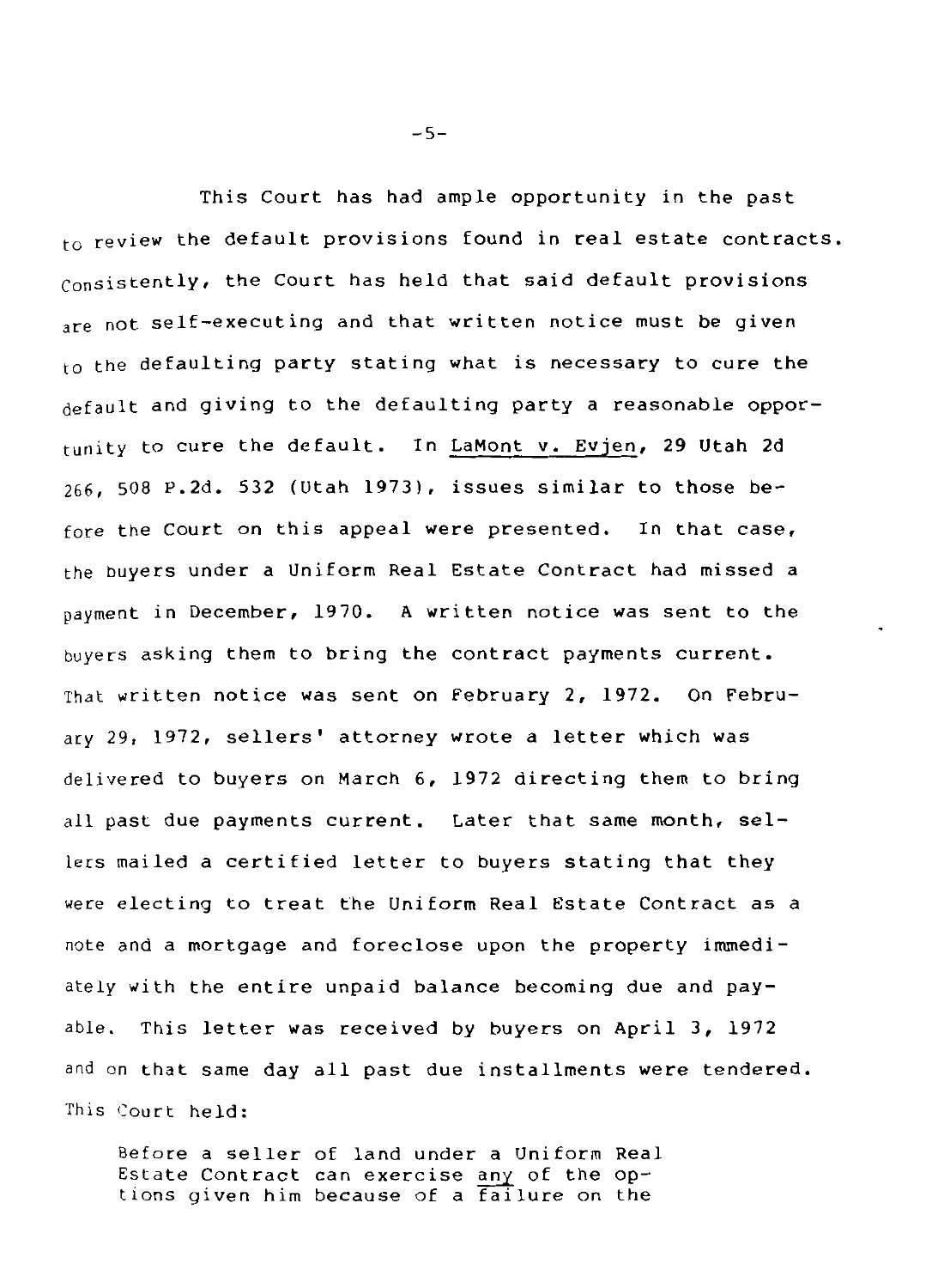This Court has had ample opportunity in the past to review the default provisions found in real estate contracts. Consistently, the Court has held that said default provisions are not self-executing and that written notice must be given to the defaulting party stating what is necessary to cure the default and giving to the defaulting party a reasonable opportunity to cure the default. In LaMont v. Evjen, 29 Utah 2d 266, 508 P.2d. 532 (Utah 1973), issues similar to those before the Court on this appeal were presented. In that case, the buyers under a Uniform Real Estate Contract had missed a payment in December, 1970. A written notice was sent to the buyers asking them to bring the contract payments current. That written notice was sent on February 2, 1972. On February 29, 1972, sellers' attorney wrote a letter which was delivered to buyers on March 6, 1972 directing them to bring all past due payments current. Later that same month, sellers mailed a certified letter to buyers stating that they were electing to treat the Uniform Real Estate Contract as a note and a mortgage and foreclose upon the property immediately with the entire unpaid balance becoming due and payable. This letter was received by buyers on April 3, 1972 and on that same day all past due installments were tendered. This Court held:

> Before a seller of land under a Uniform Real Estate Contract can exercise *any* of the options given him because of a failure on the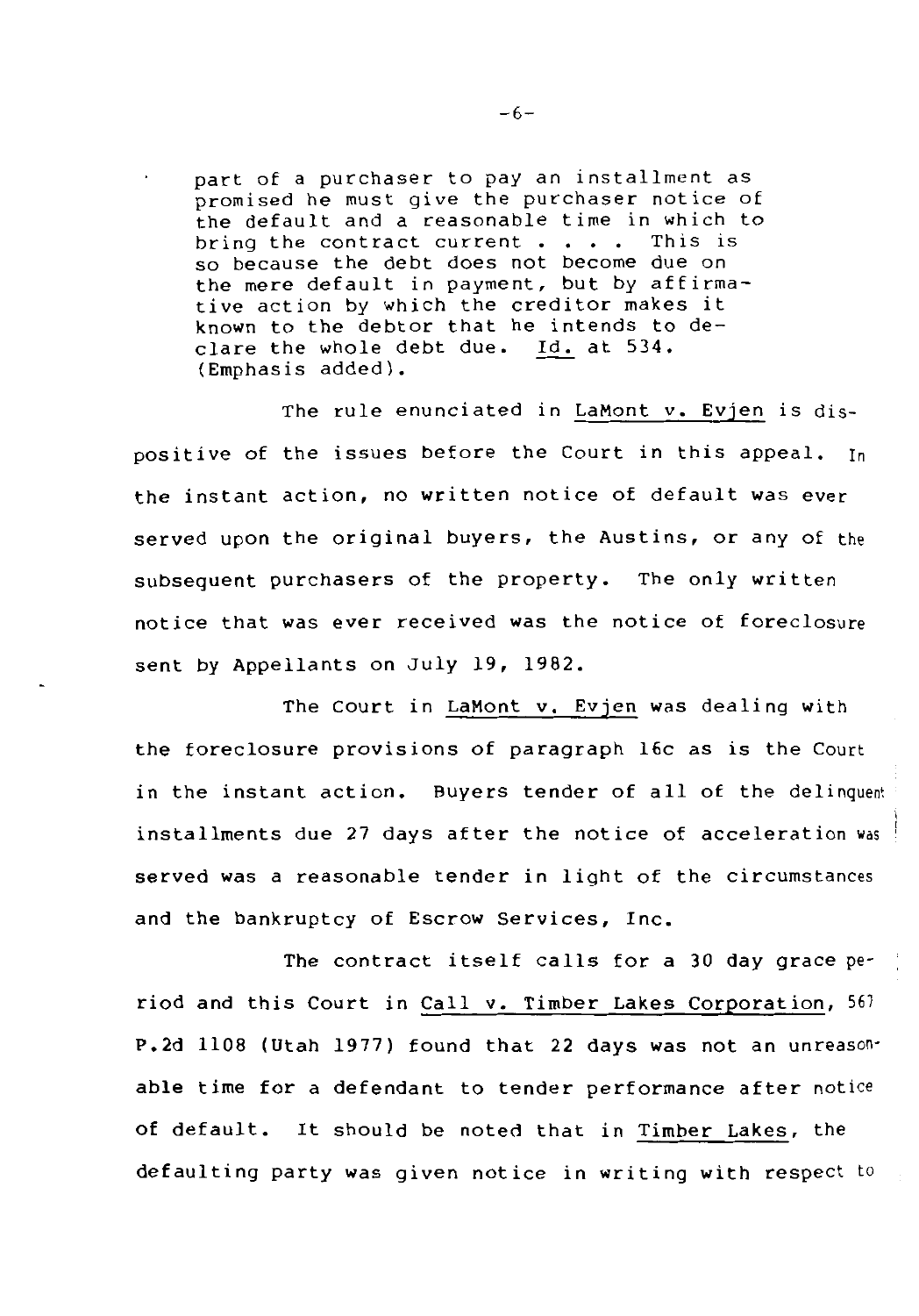> part of a purchaser to pay an installment as promised he must give the purchaser notice of the default and a reasonable time in which to bring the contract current . . . . This is so because the debt does not become due on the mere default in payment, but by affirmative action by which the creditor makes it known to the debtor that he intends to declare the whole debt due. Id. at 534. (Emphasis added).

The rule enunciated in LaMont v. Evjen is dispositive of the issues before the Court in this appeal. In the instant action, no written notice of default was ever served upon the original buyers, the Austins, or any of the subsequent purchasers of the property. The only written notice that was ever received was the notice of foreclosure sent by Appellants on July 19, 1982.

The Court in LaMont v. Evjen was dealing with the foreclosure provisions of paragraph 16c as is the Court in the instant action. Buyers tender of all of the delinquent installments due 27 days after the notice of acceleration was served was a reasonable tender in light of the circumstances and the bankruptcy of Escrow Services, Inc.

The contract itself calls for a 30 day grace period and this Court in Call v. Timber Lakes Corporation, 567 P.2d 1108 (Utah 1977) found that 22 days was not an unreasonable time for a defendant to tender performance after notice of default. It should be noted that in Timber Lakes, the defaulting party was given notice in writing with respect to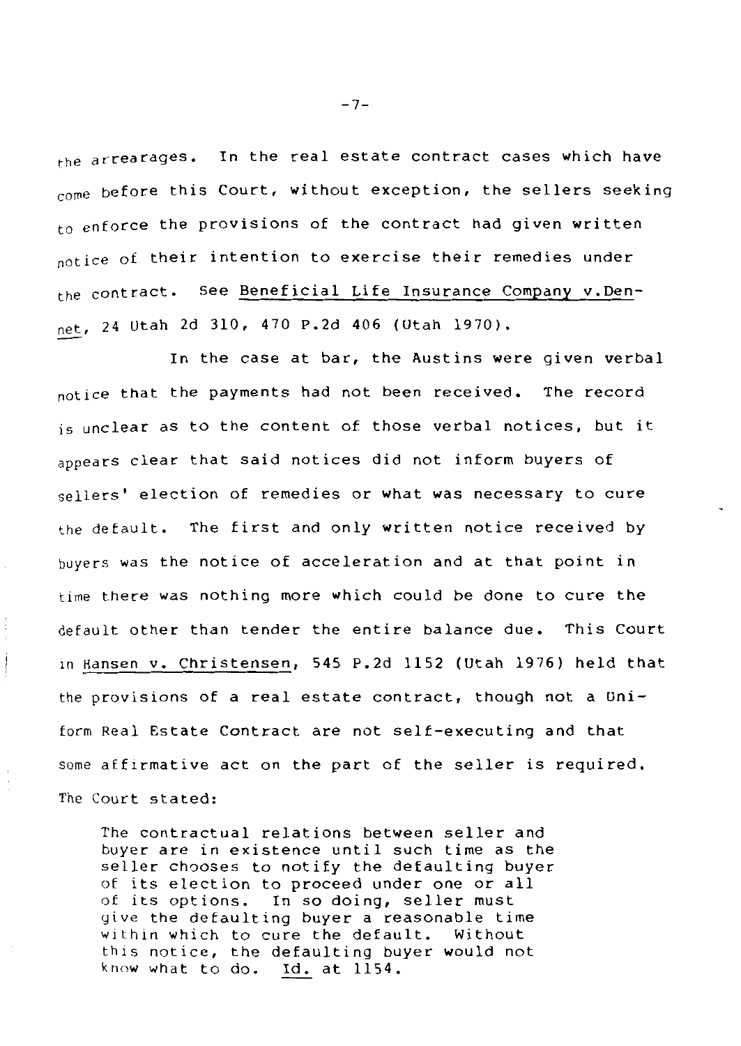the arrearages. In the real estate contract cases which have come before this Court, without exception, the sellers seeking to enforce the provisions of the contract had given written notice of their intention to exercise their remedies under the contract. See Beneficial Life Insurance Company v. Dennet, 24 Utah 2d 310, 470 P.2d 406 (Utah 1970).

In the case at bar, the Austins were given verbal notice that the payments had not been received. The record is unclear as to the content of those verbal notices, but it appears clear that said notices did not inform buyers of sellers' election of remedies or what was necessary to cure the default. The first and only written notice received by buyers was the notice of acceleration and at that point in time there was nothing more which could be done to cure the default other than tender the entire balance due. This Court in Hansen v. Christensen, 545 P.2d 1152 (Utah 1976) held that the provisions of a real estate contract, though not a Uniform Real Estate Contract are not self-executing and that some affirmative act on the part of the seller is required. The Court stated:

> The contractual relations between seller and buyer are in existence until such time as the seller chooses to notify the defaulting buyer of its election to proceed under one or all of its options. In so doing, seller must give the defaulting buyer a reasonable time within which to cure the default. Without this notice, the defaulting buyer would not know what to do. Id. at 1154.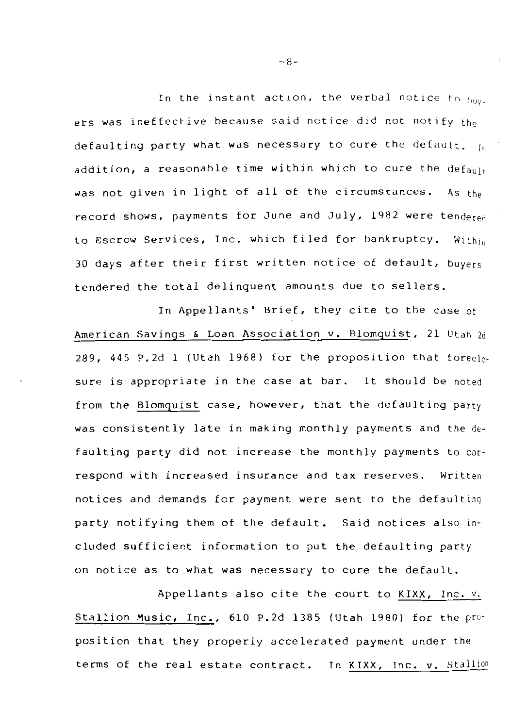In the instant action, the verbal notice to buyers was ineffective because said notice did not notify the defaulting party what was necessary to cure the default. In addition, a reasonable time within which to cure the default was not given in light of all of the circumstances. As the record shows, payments for June and July, 1982 were tendered to Escrow Services, Inc. which filed for bankruptcy. Within 30 days after their first written notice of default, buyers tendered the total delinquent amounts due to sellers.

In Appellants' Brief, they cite to the case of American Savings & Loan Association v. Blomquist, 21 Utah 2d 289, 445 P.2d 1 (Utah 1968) for the proposition that foreclosure is appropriate in the case at bar. It should be noted from the Blomquist case, however, that the defaulting party was consistently late in making monthly payments and the defaulting party did not increase the monthly payments to correspond with increased insurance and tax reserves. Written notices and demands for payment were sent to the defaulting party notifying them of the default. Said notices also included sufficient information to put the defaulting party on notice as to what was necessary to cure the default.

Appellants also cite the court to KIXX, Inc. v. Stallion Music, Inc., 610 P.2d 1385 (Utah 1980) for the proposition that they properly accelerated payment under the terms of the real estate contract. In KIXX, Inc. v. Stallion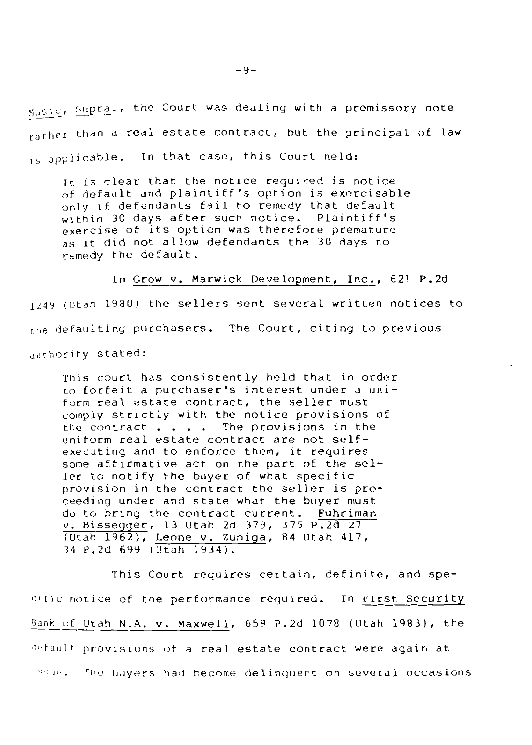*Music*, *Supra*., the Court was dealing with a promissory note rather than a real estate contract, but the principal of law is applicable. In that case, this Court held:

> It is clear that the notice required is notice of default and plaintiff's option is exercisable only if defendants fail to remedy that default within 30 days after such notice. Plaintiff's exercise of its option was therefore premature as it did not allow defendants the 30 days to remedy the default.

In *Grow v. Marwick Development, Inc.*, 621 P.2d 1249 (Utah 1980) the sellers sent several written notices to the defaulting purchasers. The Court, citing to previous authority stated:

> This court has consistently held that in order to forfeit a purchaser's interest under a uniform real estate contract, the seller must comply strictly with the notice provisions of the contract . . . . The provisions in the uniform real estate contract are not self-executing and to enforce them, it requires some affirmative act on the part of the seller to notify the buyer of what specific provision in the contract the seller is proceeding under and state what the buyer must do to bring the contract current. *Fuhriman v. Bissegger*, 13 Utah 2d 379, 375 P.2d 27 (Utah 1962), *Leone v. Zuniga*, 84 Utah 417, 34 P.2d 699 (Utah 1934).

This Court requires certain, definite, and specific notice of the performance required. In *First Security Bank of Utah N.A. v. Maxwell*, 659 P.2d 1078 (Utah 1983), the default provisions of a real estate contract were again at issue. The buyers had become delinquent on several occasions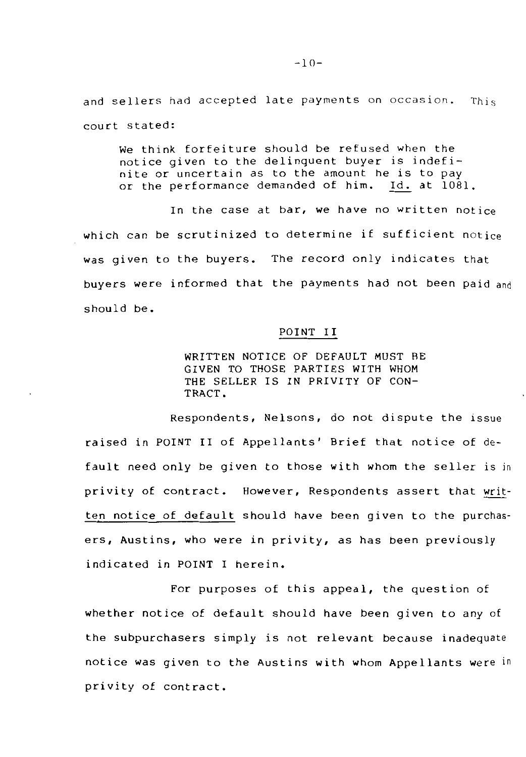and sellers had accepted late payments on occasion. This court stated:

> We think forfeiture should be refused when the notice given to the delinquent buyer is indefinite or uncertain as to the amount he is to pay or the performance demanded of him. Id. at 1081.

In the case at bar, we have no written notice which can be scrutinized to determine if sufficient notice was given to the buyers. The record only indicates that buyers were informed that the payments had not been paid and should be.

## POINT II

**WRITTEN NOTICE OF DEFAULT MUST BE GIVEN TO THOSE PARTIES WITH WHOM THE SELLER IS IN PRIVITY OF CONTRACT.**

Respondents, Nelsons, do not dispute the issue raised in POINT II of Appellants' Brief that notice of default need only be given to those with whom the seller is in privity of contract. However, Respondents assert that written notice of default should have been given to the purchasers, Austins, who were in privity, as has been previously indicated in POINT I herein.

For purposes of this appeal, the question of whether notice of default should have been given to any of the subpurchasers simply is not relevant because inadequate notice was given to the Austins with whom Appellants were in privity of contract.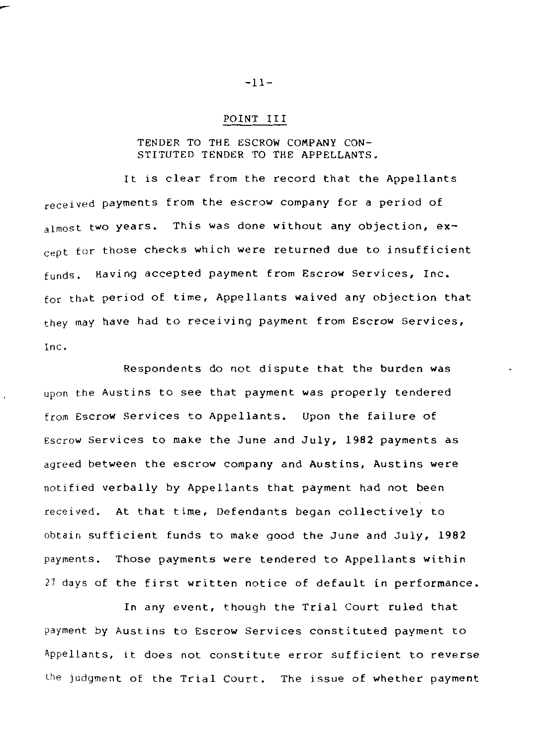## POINT III

TENDER TO THE ESCROW COMPANY CONSTITUTED TENDER TO THE APPELLANTS.

It is clear from the record that the Appellants received payments from the escrow company for a period of almost two years. This was done without any objection, except for those checks which were returned due to insufficient funds. Having accepted payment from Escrow Services, Inc. for that period of time, Appellants waived any objection that they may have had to receiving payment from Escrow Services, Inc.

Respondents do not dispute that the burden was upon the Austins to see that payment was properly tendered from Escrow Services to Appellants. Upon the failure of Escrow Services to make the June and July, 1982 payments as agreed between the escrow company and Austins, Austins were notified verbally by Appellants that payment had not been received. At that time, Defendants began collectively to obtain sufficient funds to make good the June and July, 1982 payments. Those payments were tendered to Appellants within 27 days of the first written notice of default in performance.

In any event, though the Trial Court ruled that payment by Austins to Escrow Services constituted payment to Appellants, it does not constitute error sufficient to reverse the judgment of the Trial Court. The issue of whether payment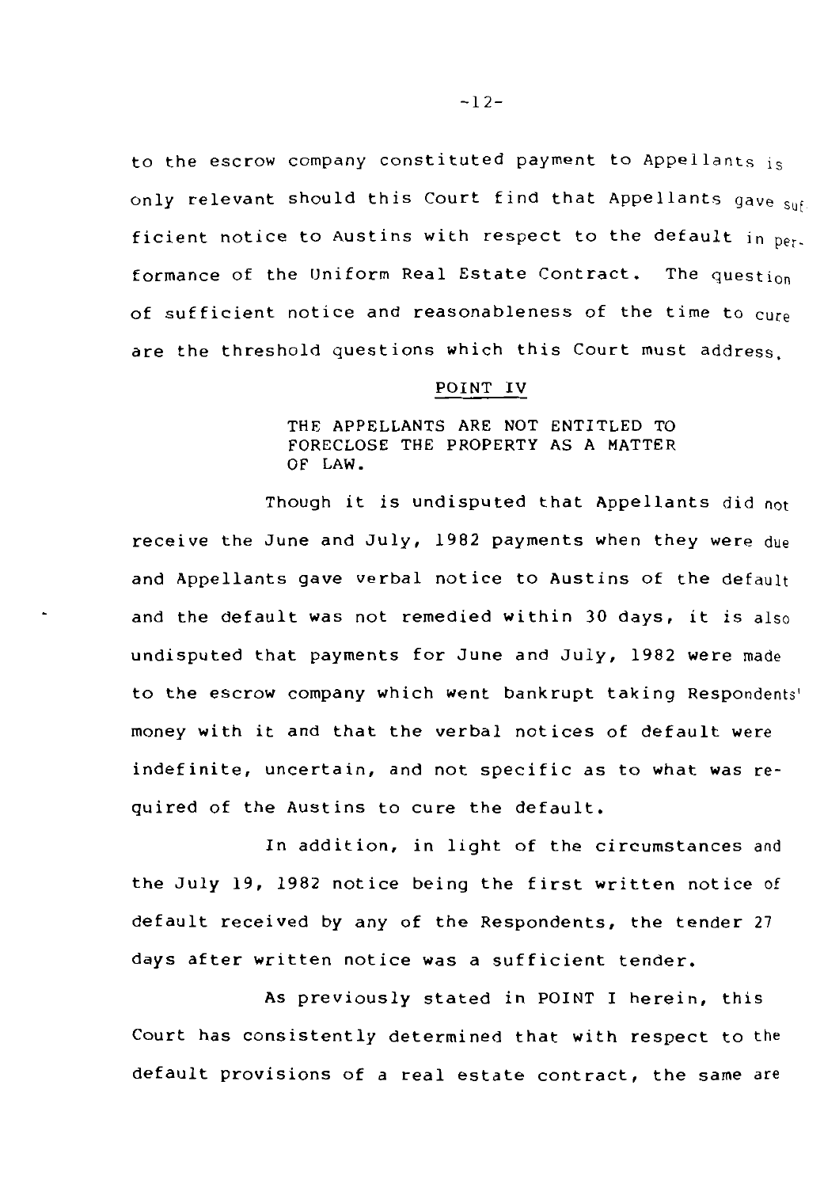to the escrow company constituted payment to Appellants is only relevant should this Court find that Appellants gave sufficient notice to Austins with respect to the default in performance of the Uniform Real Estate Contract. The question of sufficient notice and reasonableness of the time to cure are the threshold questions which this Court must address.

## POINT IV

THE APPELLANTS ARE NOT ENTITLED TO FORECLOSE THE PROPERTY AS A MATTER OF LAW.

Though it is undisputed that Appellants did not receive the June and July, 1982 payments when they were due and Appellants gave verbal notice to Austins of the default and the default was not remedied within 30 days, it is also undisputed that payments for June and July, 1982 were made to the escrow company which went bankrupt taking Respondents' money with it and that the verbal notices of default were indefinite, uncertain, and not specific as to what was required of the Austins to cure the default.

In addition, in light of the circumstances and the July 19, 1982 notice being the first written notice of default received by any of the Respondents, the tender 27 days after written notice was a sufficient tender.

As previously stated in POINT I herein, this Court has consistently determined that with respect to the default provisions of a real estate contract, the same are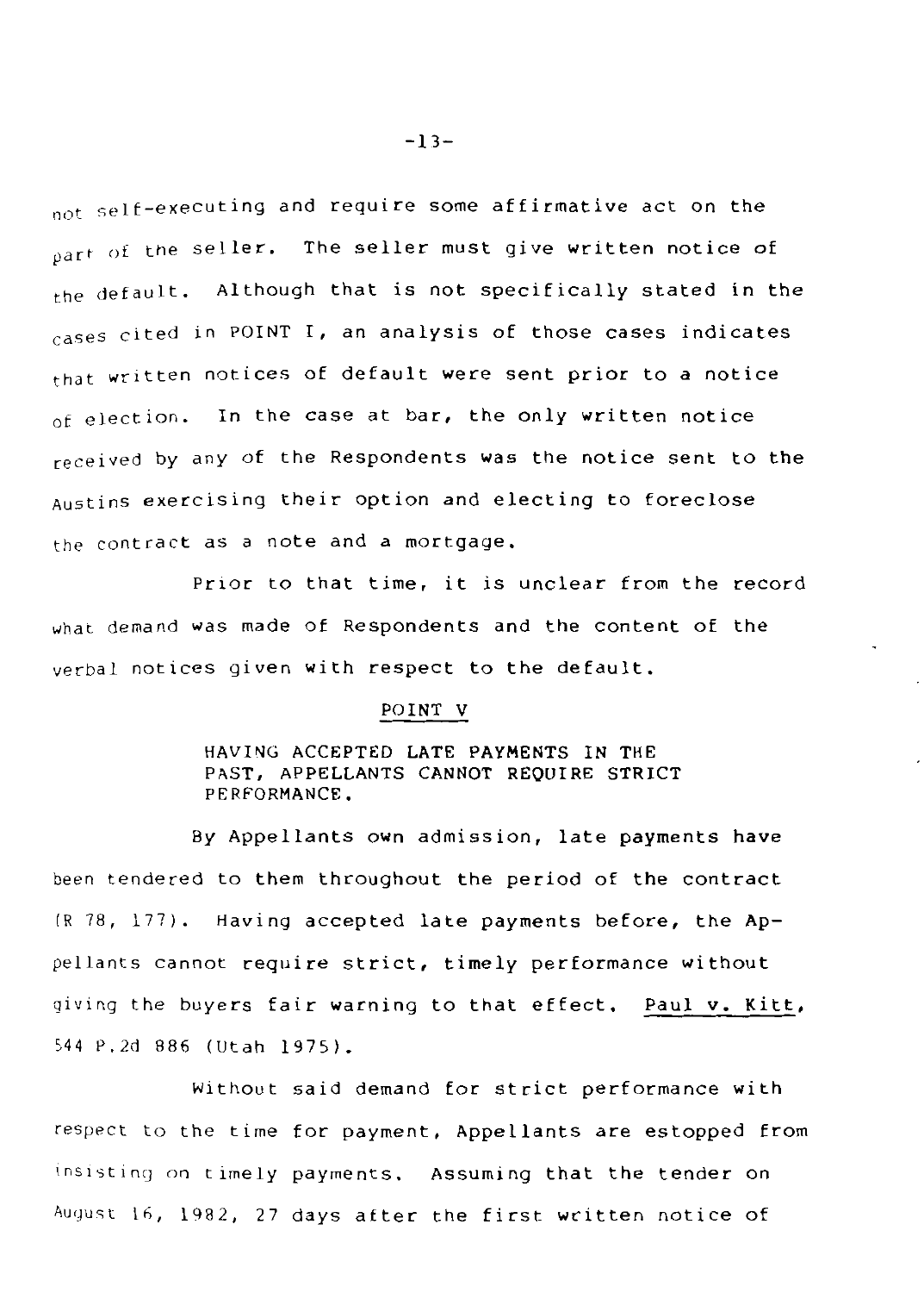not self-executing and require some affirmative act on the part of the seller. The seller must give written notice of the default. Although that is not specifically stated in the cases cited in POINT I, an analysis of those cases indicates that written notices of default were sent prior to a notice of election. In the case at bar, the only written notice received by any of the Respondents was the notice sent to the Austins exercising their option and electing to foreclose the contract as a note and a mortgage.

Prior to that time, it is unclear from the record what demand was made of Respondents and the content of the verbal notices given with respect to the default.

## POINT V

HAVING ACCEPTED LATE PAYMENTS IN THE PAST, APPELLANTS CANNOT REQUIRE STRICT PERFORMANCE.

By Appellants own admission, late payments have been tendered to them throughout the period of the contract (R 78, 177). Having accepted late payments before, the Appellants cannot require strict, timely performance without giving the buyers fair warning to that effect. Paul v. Kitt, 544 P.2d 886 (Utah 1975).

Without said demand for strict performance with respect to the time for payment, Appellants are estopped from insisting on timely payments. Assuming that the tender on August 16, 1982, 27 days after the first written notice of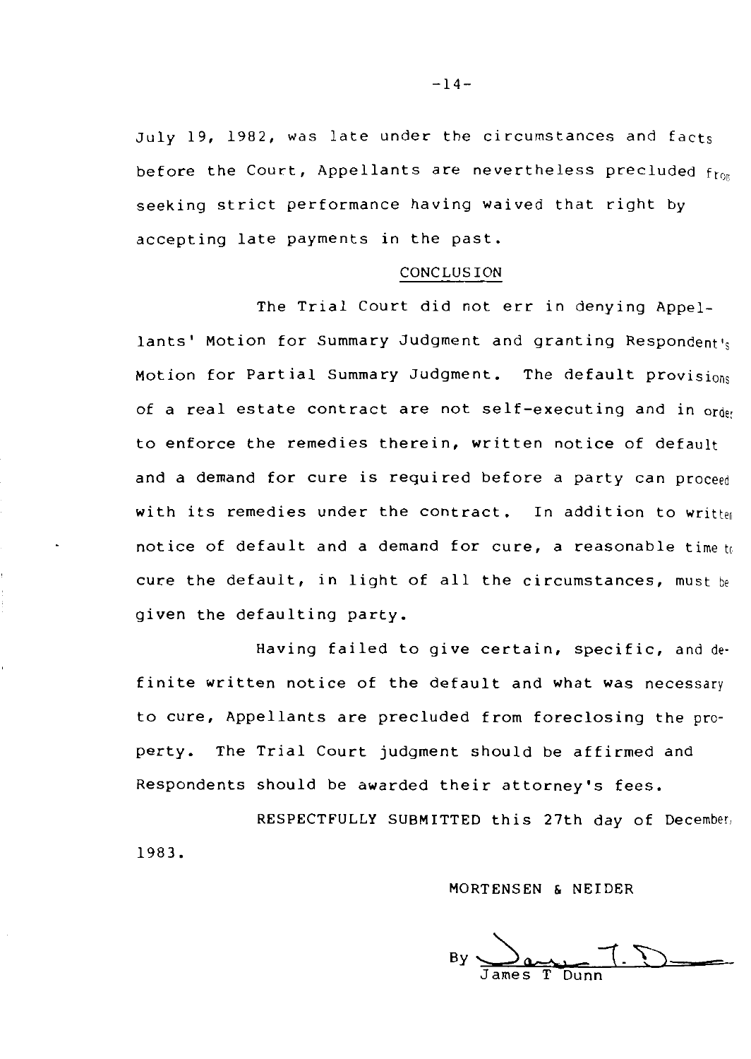July 19, 1982, was late under the circumstances and facts before the Court, Appellants are nevertheless precluded from seeking strict performance having waived that right by accepting late payments in the past.

## CONCLUSION

The Trial Court did not err in denying Appellants' Motion for Summary Judgment and granting Respondent's Motion for Partial Summary Judgment. The default provisions of a real estate contract are not self-executing and in order to enforce the remedies therein, written notice of default and a demand for cure is required before a party can proceed with its remedies under the contract. In addition to written notice of default and a demand for cure, a reasonable time to cure the default, in light of all the circumstances, must be given the defaulting party.

Having failed to give certain, specific, and definite written notice of the default and what was necessary to cure, Appellants are precluded from foreclosing the property. The Trial Court judgment should be affirmed and Respondents should be awarded their attorney's fees.

RESPECTFULLY SUBMITTED this 27th day of December, 1983.

MORTENSEN & NEIDER

By ______________________
James T Dunn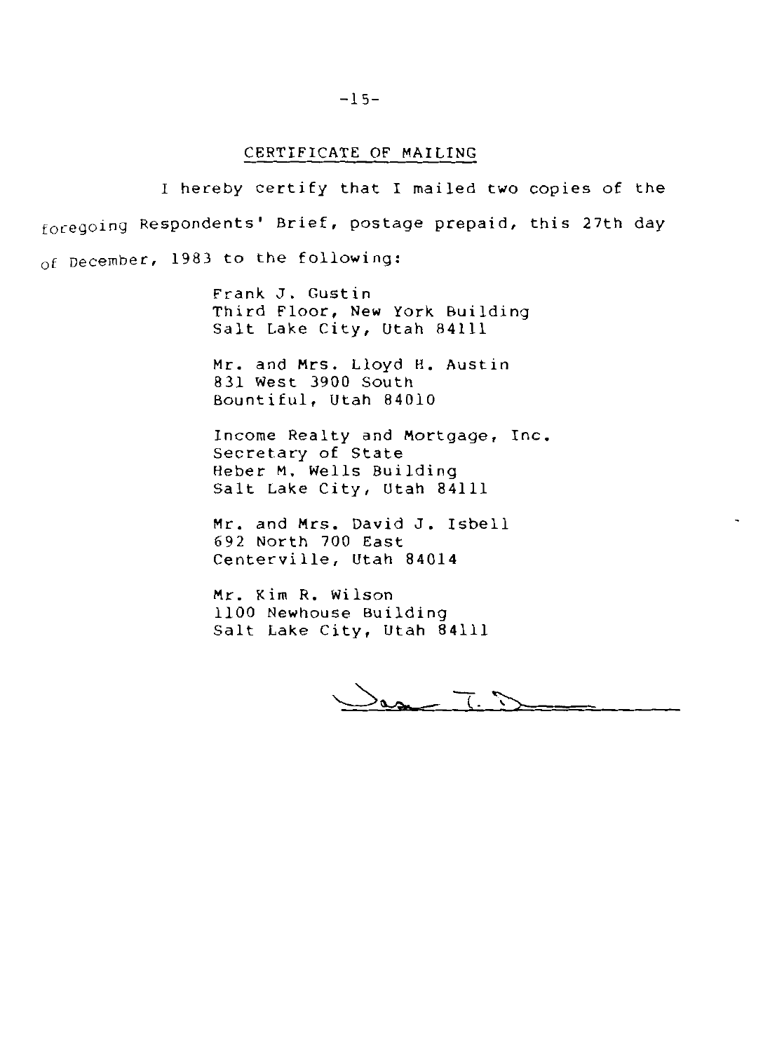## CERTIFICATE OF MAILING

I hereby certify that I mailed two copies of the foregoing Respondents' Brief, postage prepaid, this 27th day of December, 1983 to the following:

Frank J. Gustin
Third Floor, New York Building
Salt Lake City, Utah 84111

Mr. and Mrs. Lloyd H. Austin
831 West 3900 South
Bountiful, Utah 84010

Income Realty and Mortgage, Inc.
Secretary of State
Heber M. Wells Building
Salt Lake City, Utah 84111

Mr. and Mrs. David J. Isbell
692 North 700 East
Centerville, Utah 84014

Mr. Kim R. Wilson
1100 Newhouse Building
Salt Lake City, Utah 84111

_______________________